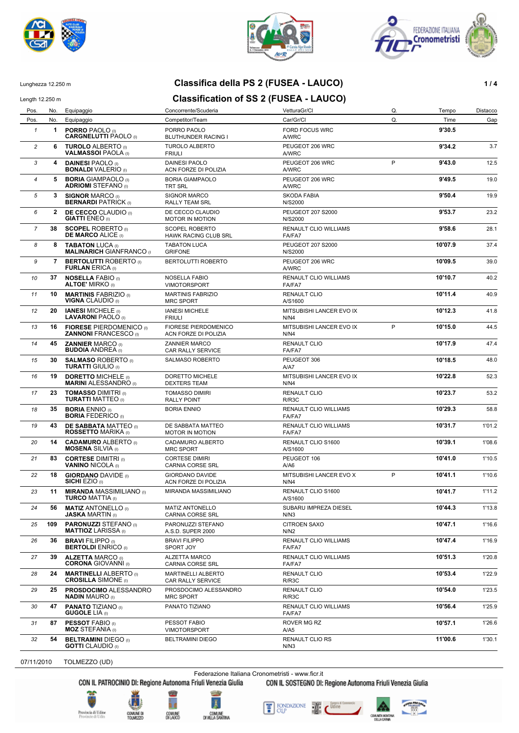Lunghezza 12.250 m

# Classifica della PS 2 (FUSEA - LAUCO)

Length 12.250 m

# Classification of SS 2 (FUSEA - LAUCO)

| Pos. | No. | Equipaggio | Concorrente/Scuderia | VetturaGr/Cl | Q. | Tempo | Distacco |
|---|---|---|---|---|---|---|---|
| Pos. | No. | Equipaggio | Competitor/Team | Car/Gr/Cl | Q. | Time | Gap |
| 1 | 1 | **PORRO** PAOLO (I) **CARGNELUTTI** PAOLO (I) | PORRO PAOLO BLUTHUNDER RACING I | FORD FOCUS WRC A/WRC | | **9'30.5** | |
| 2 | 6 | **TUROLO** ALBERTO (I) **VALMASSOI** PAOLA (I) | TUROLO ALBERTO FRIULI | PEUGEOT 206 WRC A/WRC | | **9'34.2** | 3.7 |
| 3 | 4 | **DAINESI** PAOLO (I) **BONALDI** VALERIO (I) | DAINESI PAOLO ACN FORZE DI POLIZIA | PEUGEOT 206 WRC A/WRC | P | **9'43.0** | 12.5 |
| 4 | 5 | **BORIA** GIAMPAOLO (I) **ADRIOMI** STEFANO (I) | BORIA GIAMPAOLO TRT SRL | PEUGEOT 206 WRC A/WRC | | **9'49.5** | 19.0 |
| 5 | 3 | **SIGNOR** MARCO (I) **BERNARDI** PATRICK (I) | SIGNOR MARCO RALLY TEAM SRL | SKODA FABIA N/S2000 | | **9'50.4** | 19.9 |
| 6 | 2 | **DE CECCO** CLAUDIO (I) **GIATTI** ENEO (I) | DE CECCO CLAUDIO MOTOR IN MOTION | PEUGEOT 207 S2000 N/S2000 | | **9'53.7** | 23.2 |
| 7 | 38 | **SCOPEL** ROBERTO (I) **DE MARCO** ALICE (I) | SCOPEL ROBERTO HAWK RACING CLUB SRL | RENAULT CLIO WILLIAMS FA/FA7 | | **9'58.6** | 28.1 |
| 8 | 8 | **TABATON** LUCA (I) **MALINARICH** GIANFRANCO (I) | TABATON LUCA GRIFONE | PEUGEOT 207 S2000 N/S2000 | | **10'07.9** | 37.4 |
| 9 | 7 | **BERTOLUTTI** ROBERTO (I) **FURLAN** ERICA (I) | BERTOLUTTI ROBERTO | PEUGEOT 206 WRC A/WRC | | **10'09.5** | 39.0 |
| 10 | 37 | **NOSELLA** FABIO (I) **ALTOE'** MIRKO (I) | NOSELLA FABIO VIMOTORSPORT | RENAULT CLIO WILLIAMS FA/FA7 | | **10'10.7** | 40.2 |
| 11 | 10 | **MARTINIS** FABRIZIO (I) **VIGNA** CLAUDIO (I) | MARTINIS FABRIZIO MRC SPORT | RENAULT CLIO A/S1600 | | **10'11.4** | 40.9 |
| 12 | 20 | **IANESI** MICHELE (I) **LAVARONI** PAOLO (I) | IANESI MICHELE FRIULI | MITSUBISHI LANCER EVO IX N/N4 | | **10'12.3** | 41.8 |
| 13 | 16 | **FIORESE** PIERDOMENICO (I) **ZANNONI** FRANCESCO (I) | FIORESE PIERDOMENICO ACN FORZE DI POLIZIA | MITSUBISHI LANCER EVO IX N/N4 | P | **10'15.0** | 44.5 |
| 14 | 45 | **ZANNIER** MARCO (I) **BUDOIA** ANDREA (I) | ZANNIER MARCO CAR RALLY SERVICE | RENAULT CLIO FA/FA7 | | **10'17.9** | 47.4 |
| 15 | 30 | **SALMASO** ROBERTO (I) **TURATTI** GIULIO (I) | SALMASO ROBERTO | PEUGEOT 306 A/A7 | | **10'18.5** | 48.0 |
| 16 | 19 | **DORETTO** MICHELE (I) **MARINI** ALESSANDRO (I) | DORETTO MICHELE DEXTERS TEAM | MITSUBISHI LANCER EVO IX N/N4 | | **10'22.8** | 52.3 |
| 17 | 23 | **TOMASSO** DIMITRI (I) **TURATTI** MATTEO (I) | TOMASSO DIMIRI RALLY POINT | RENAULT CLIO R/R3C | | **10'23.7** | 53.2 |
| 18 | 35 | **BORIA** ENNIO (I) **BORIA** FEDERICO (I) | BORIA ENNIO | RENAULT CLIO WILLIAMS FA/FA7 | | **10'29.3** | 58.8 |
| 19 | 43 | **DE SABBATA** MATTEO (I) **ROSSETTO** MARIKA (I) | DE SABBATA MATTEO MOTOR IN MOTION | RENAULT CLIO WILLIAMS FA/FA7 | | **10'31.7** | 1'01.2 |
| 20 | 14 | **CADAMURO** ALBERTO (I) **MOSENA** SILVIA (I) | CADAMURO ALBERTO MRC SPORT | RENAULT CLIO S1600 A/S1600 | | **10'39.1** | 1'08.6 |
| 21 | 83 | **CORTESE** DIMITRI (I) **VANINO** NICOLA (I) | CORTESE DIMIRI CARNIA CORSE SRL | PEUGEOT 106 A/A6 | | **10'41.0** | 1'10.5 |
| 22 | 18 | **GIORDANO** DAVIDE (I) **SICHI** EZIO (I) | GIORDANO DAVIDE ACN FORZE DI POLIZIA | MITSUBISHI LANCER EVO X N/N4 | P | **10'41.1** | 1'10.6 |
| 23 | 11 | **MIRANDA** MASSIMILIANO (I) **TURCO** MATTIA (I) | MIRANDA MASSIMILIANO | RENAULT CLIO S1600 A/S1600 | | **10'41.7** | 1'11.2 |
| 24 | 56 | **MATIZ** ANTONELLO (I) **JASKA** MARTIN (I) | MATIZ ANTONELLO CARNIA CORSE SRL | SUBARU IMPREZA DIESEL N/N3 | | **10'44.3** | 1'13.8 |
| 25 | 109 | **PARONUZZI** STEFANO (I) **MATTIOZ** LARISSA (I) | PARONUZZI STEFANO A.S.D. SUPER 2000 | CITROEN SAXO N/N2 | | **10'47.1** | 1'16.6 |
| 26 | 36 | **BRAVI** FILIPPO (I) **BERTOLDI** ENRICO (I) | BRAVI FILIPPO SPORT JOY | RENAULT CLIO WILLIAMS FA/FA7 | | **10'47.4** | 1'16.9 |
| 27 | 39 | **ALZETTA** MARCO (I) **CORONA** GIOVANNI (I) | ALZETTA MARCO CARNIA CORSE SRL | RENAULT CLIO WILLIAMS FA/FA7 | | **10'51.3** | 1'20.8 |
| 28 | 24 | **MARTINELLI** ALBERTO (I) **CROSILLA** SIMONE (I) | MARTINELLI ALBERTO CAR RALLY SERVICE | RENAULT CLIO R/R3C | | **10'53.4** | 1'22.9 |
| 29 | 25 | **PROSDOCIMO** ALESSANDRO **NADIN** MAURO (I) | PROSDOCIMO ALESSANDRO MRC SPORT | RENAULT CLIO R/R3C | | **10'54.0** | 1'23.5 |
| 30 | 47 | **PANATO** TIZIANO (I) **GUGOLE** LIA (I) | PANATO TIZIANO | RENAULT CLIO WILLIAMS FA/FA7 | | **10'56.4** | 1'25.9 |
| 31 | 87 | **PESSOT** FABIO (I) **MOZ** STEFANIA (I) | PESSOT FABIO VIMOTORSPORT | ROVER MG RZ A/A5 | | **10'57.1** | 1'26.6 |
| 32 | 54 | **BELTRAMINI** DIEGO (I) **GOTTI** CLAUDIO (I) | BELTRAMINI DIEGO | RENAULT CLIO RS N/N3 | | **11'00.6** | 1'30.1 |

07/11/2010 TOLMEZZO (UD)

Federazione Italiana Cronometristi - www.ficr.it

CON IL PATROCINIO DI: Regione Autonoma Friuli Venezia Giulia CON IL SOSTEGNO DI: Regione Autonoma Friuli Venezia Giulia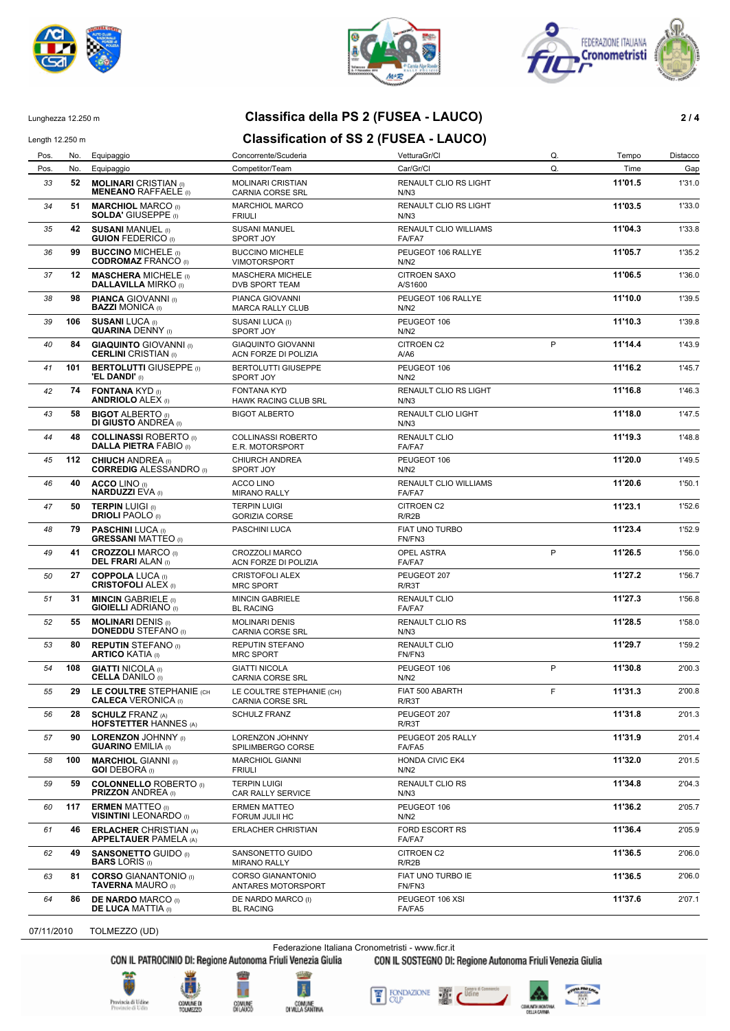Lunghezza 12.250 m

Length 12.250 m

## Classifica della PS 2 (FUSEA - LAUCO)

## Classification of SS 2 (FUSEA - LAUCO)

| Pos. | No. | Equipaggio | Concorrente/Scuderia | VetturaGr/Cl | Q. | Tempo | Distacco |
|---|---|---|---|---|---|---|---|
| Pos. | No. | Equipaggio | Competitor/Team | Car/Gr/Cl | Q. | Time | Gap |
| 33 | 52 | **MOLINARI** CRISTIAN (I) **MENEANO** RAFFAELE (I) | MOLINARI CRISTIAN CARNIA CORSE SRL | RENAULT CLIO RS LIGHT N/N3 | | **11'01.5** | 1'31.0 |
| 34 | 51 | **MARCHIOL** MARCO (I) **SOLDA'** GIUSEPPE (I) | MARCHIOL MARCO FRIULI | RENAULT CLIO RS LIGHT N/N3 | | **11'03.5** | 1'33.0 |
| 35 | 42 | **SUSANI** MANUEL (I) **GUION** FEDERICO (I) | SUSANI MANUEL SPORT JOY | RENAULT CLIO WILLIAMS FA/FA7 | | **11'04.3** | 1'33.8 |
| 36 | 99 | **BUCCINO** MICHELE (I) **CODROMAZ** FRANCO (I) | BUCCINO MICHELE VIMOTORSPORT | PEUGEOT 106 RALLYE N/N2 | | **11'05.7** | 1'35.2 |
| 37 | 12 | **MASCHERA** MICHELE (I) **DALLAVILLA** MIRKO (I) | MASCHERA MICHELE DVB SPORT TEAM | CITROEN SAXO A/S1600 | | **11'06.5** | 1'36.0 |
| 38 | 98 | **PIANCA** GIOVANNI (I) **BAZZI** MONICA (I) | PIANCA GIOVANNI MARCA RALLY CLUB | PEUGEOT 106 RALLYE N/N2 | | **11'10.0** | 1'39.5 |
| 39 | 106 | **SUSANI** LUCA (I) **QUARINA** DENNY (I) | SUSANI LUCA (I) SPORT JOY | PEUGEOT 106 N/N2 | | **11'10.3** | 1'39.8 |
| 40 | 84 | **GIAQUINTO** GIOVANNI (I) **CERLINI** CRISTIAN (I) | GIAQUINTO GIOVANNI ACN FORZE DI POLIZIA | CITROEN C2 A/A6 | P | **11'14.4** | 1'43.9 |
| 41 | 101 | **BERTOLUTTI** GIUSEPPE (I) **'EL DANDI'** (I) | BERTOLUTTI GIUSEPPE SPORT JOY | PEUGEOT 106 N/N2 | | **11'16.2** | 1'45.7 |
| 42 | 74 | **FONTANA** KYD (I) **ANDRIOLO** ALEX (I) | FONTANA KYD HAWK RACING CLUB SRL | RENAULT CLIO RS LIGHT N/N3 | | **11'16.8** | 1'46.3 |
| 43 | 58 | **BIGOT** ALBERTO (I) **DI GIUSTO** ANDREA (I) | BIGOT ALBERTO | RENAULT CLIO LIGHT N/N3 | | **11'18.0** | 1'47.5 |
| 44 | 48 | **COLLINASSI** ROBERTO (I) **DALLA PIETRA** FABIO (I) | COLLINASSI ROBERTO E.R. MOTORSPORT | RENAULT CLIO FA/FA7 | | **11'19.3** | 1'48.8 |
| 45 | 112 | **CHIUCH** ANDREA (I) **CORREDIG** ALESSANDRO (I) | CHIURCH ANDREA SPORT JOY | PEUGEOT 106 N/N2 | | **11'20.0** | 1'49.5 |
| 46 | 40 | **ACCO** LINO (I) **NARDUZZI** EVA (I) | ACCO LINO MIRANO RALLY | RENAULT CLIO WILLIAMS FA/FA7 | | **11'20.6** | 1'50.1 |
| 47 | 50 | **TERPIN** LUIGI (I) **DRIOLI** PAOLO (I) | TERPIN LUIGI GORIZIA CORSE | CITROEN C2 R/R2B | | **11'23.1** | 1'52.6 |
| 48 | 79 | **PASCHINI** LUCA (I) **GRESSANI** MATTEO (I) | PASCHINI LUCA | FIAT UNO TURBO FN/FN3 | | **11'23.4** | 1'52.9 |
| 49 | 41 | **CROZZOLI** MARCO (I) **DEL FRARI** ALAN (I) | CROZZOLI MARCO ACN FORZE DI POLIZIA | OPEL ASTRA FA/FA7 | P | **11'26.5** | 1'56.0 |
| 50 | 27 | **COPPOLA** LUCA (I) **CRISTOFOLI** ALEX (I) | CRISTOFOLI ALEX MRC SPORT | PEUGEOT 207 R/R3T | | **11'27.2** | 1'56.7 |
| 51 | 31 | **MINCIN** GABRIELE (I) **GIOIELLI** ADRIANO (I) | MINCIN GABRIELE BL RACING | RENAULT CLIO FA/FA7 | | **11'27.3** | 1'56.8 |
| 52 | 55 | **MOLINARI** DENIS (I) **DONEDDU** STEFANO (I) | MOLINARI DENIS CARNIA CORSE SRL | RENAULT CLIO RS N/N3 | | **11'28.5** | 1'58.0 |
| 53 | 80 | **REPUTIN** STEFANO (I) **ARTICO** KATIA (I) | REPUTIN STEFANO MRC SPORT | RENAULT CLIO FN/FN3 | | **11'29.7** | 1'59.2 |
| 54 | 108 | **GIATTI** NICOLA (I) **CELLA** DANILO (I) | GIATTI NICOLA CARNIA CORSE SRL | PEUGEOT 106 N/N2 | P | **11'30.8** | 2'00.3 |
| 55 | 29 | **LE COULTRE** STEPHANIE (CH **CALECA** VERONICA (I) | LE COULTRE STEPHANIE (CH) CARNIA CORSE SRL | FIAT 500 ABARTH R/R3T | F | **11'31.3** | 2'00.8 |
| 56 | 28 | **SCHULZ** FRANZ (A) **HOFSTETTER** HANNES (A) | SCHULZ FRANZ | PEUGEOT 207 R/R3T | | **11'31.8** | 2'01.3 |
| 57 | 90 | **LORENZON** JOHNNY (I) **GUARINO** EMILIA (I) | LORENZON JOHNNY SPILIMBERGO CORSE | PEUGEOT 205 RALLY FA/FA5 | | **11'31.9** | 2'01.4 |
| 58 | 100 | **MARCHIOL** GIANNI (I) **GOI** DEBORA (I) | MARCHIOL GIANNI FRIULI | HONDA CIVIC EK4 N/N2 | | **11'32.0** | 2'01.5 |
| 59 | 59 | **COLONNELLO** ROBERTO (I) **PRIZZON** ANDREA (I) | TERPIN LUIGI CAR RALLY SERVICE | RENAULT CLIO RS N/N3 | | **11'34.8** | 2'04.3 |
| 60 | 117 | **ERMEN** MATTEO (I) **VISINTINI** LEONARDO (I) | ERMEN MATTEO FORUM JULII HC | PEUGEOT 106 N/N2 | | **11'36.2** | 2'05.7 |
| 61 | 46 | **ERLACHER** CHRISTIAN (A) **APPELTAUER** PAMELA (A) | ERLACHER CHRISTIAN | FORD ESCORT RS FA/FA7 | | **11'36.4** | 2'05.9 |
| 62 | 49 | **SANSONETTO** GUIDO (I) **BARS** LORIS (I) | SANSONETTO GUIDO MIRANO RALLY | CITROEN C2 R/R2B | | **11'36.5** | 2'06.0 |
| 63 | 81 | **CORSO** GIANANTONIO (I) **TAVERNA** MAURO (I) | CORSO GIANANTONIO ANTARES MOTORSPORT | FIAT UNO TURBO IE FN/FN3 | | **11'36.5** | 2'06.0 |
| 64 | 86 | **DE NARDO** MARCO (I) **DE LUCA** MATTIA (I) | DE NARDO MARCO (I) BL RACING | PEUGEOT 106 XSI FA/FA5 | | **11'37.6** | 2'07.1 |

07/11/2010 TOLMEZZO (UD)

Federazione Italiana Cronometristi - www.ficr.it

CON IL PATROCINIO DI: Regione Autonoma Friuli Venezia Giulia CON IL SOSTEGNO DI: Regione Autonoma Friuli Venezia Giulia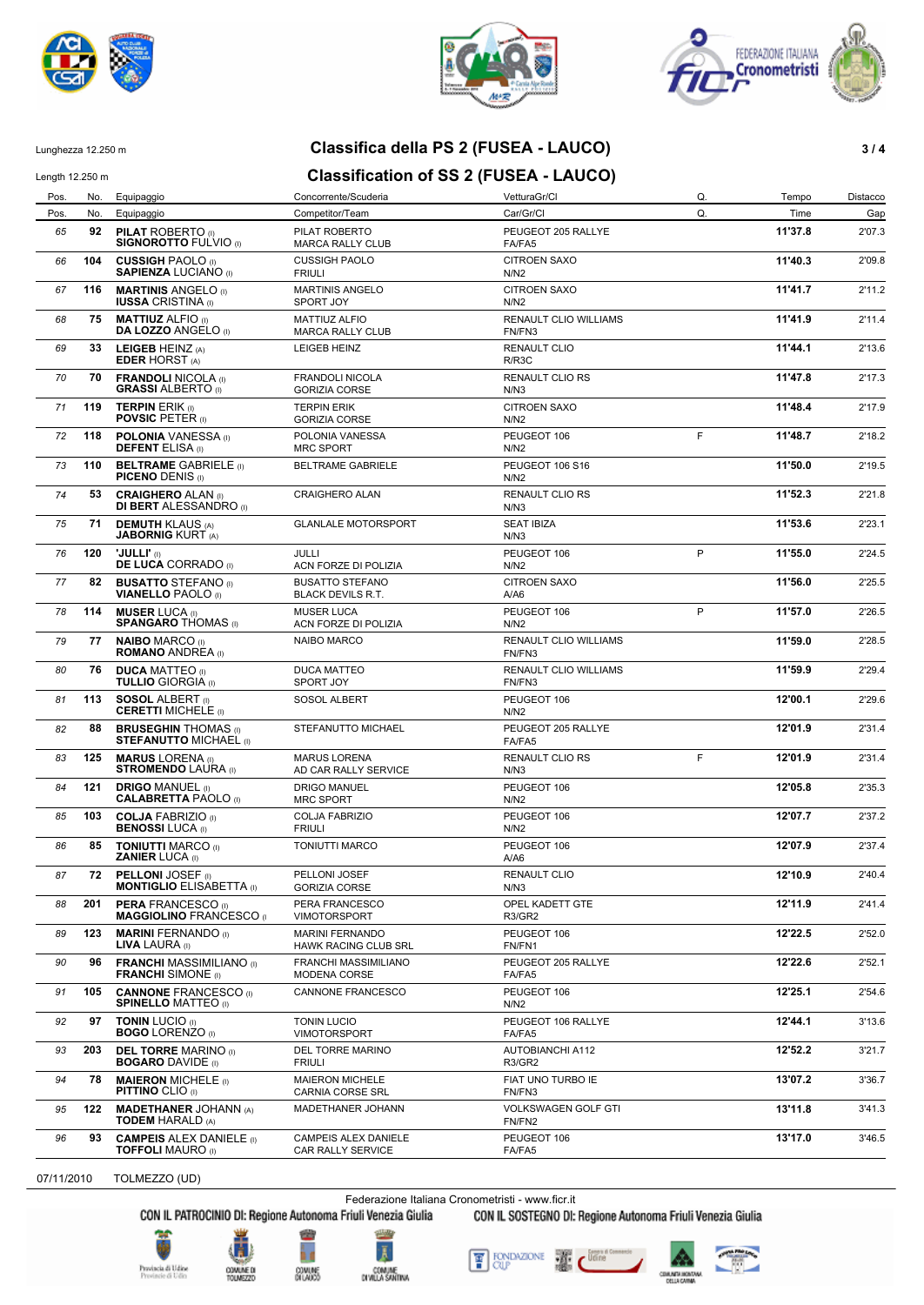Lunghezza 12.250 m

Length 12.250 m

# Classifica della PS 2 (FUSEA - LAUCO)

## Classification of SS 2 (FUSEA - LAUCO)

| Pos. | No. | Equipaggio | Concorrente/Scuderia | VetturaGr/Cl | Q. | Tempo | Distacco |
|---|---|---|---|---|---|---|---|
| Pos. | No. | Equipaggio | Competitor/Team | Car/Gr/Cl | Q. | Time | Gap |
| 65 | 92 | **PILAT** ROBERTO (I) **SIGNOROTTO** FULVIO (I) | PILAT ROBERTO MARCA RALLY CLUB | PEUGEOT 205 RALLYE FA/FA5 | | 11'37.8 | 2'07.3 |
| 66 | 104 | **CUSSIGH** PAOLO (I) **SAPIENZA** LUCIANO (I) | CUSSIGH PAOLO FRIULI | CITROEN SAXO N/N2 | | 11'40.3 | 2'09.8 |
| 67 | 116 | **MARTINIS** ANGELO (I) **IUSSA** CRISTINA (I) | MARTINIS ANGELO SPORT JOY | CITROEN SAXO N/N2 | | 11'41.7 | 2'11.2 |
| 68 | 75 | **MATTIUZ** ALFIO (I) **DA LOZZO** ANGELO (I) | MATTIUZ ALFIO MARCA RALLY CLUB | RENAULT CLIO WILLIAMS FN/FN3 | | 11'41.9 | 2'11.4 |
| 69 | 33 | **LEIGEB** HEINZ (A) **EDER** HORST (A) | LEIGEB HEINZ | RENAULT CLIO R/R3C | | 11'44.1 | 2'13.6 |
| 70 | 70 | **FRANDOLI** NICOLA (I) **GRASSI** ALBERTO (I) | FRANDOLI NICOLA GORIZIA CORSE | RENAULT CLIO RS N/N3 | | 11'47.8 | 2'17.3 |
| 71 | 119 | **TERPIN** ERIK (I) **POVSIC** PETER (I) | TERPIN ERIK GORIZIA CORSE | CITROEN SAXO N/N2 | | 11'48.4 | 2'17.9 |
| 72 | 118 | **POLONIA** VANESSA (I) **DEFENT** ELISA (I) | POLONIA VANESSA MRC SPORT | PEUGEOT 106 N/N2 | F | 11'48.7 | 2'18.2 |
| 73 | 110 | **BELTRAME** GABRIELE (I) **PICENO** DENIS (I) | BELTRAME GABRIELE | PEUGEOT 106 S16 N/N2 | | 11'50.0 | 2'19.5 |
| 74 | 53 | **CRAIGHERO** ALAN (I) **DI BERT** ALESSANDRO (I) | CRAIGHERO ALAN | RENAULT CLIO RS N/N3 | | 11'52.3 | 2'21.8 |
| 75 | 71 | **DEMUTH** KLAUS (A) **JABORNIG** KURT (A) | GLANLALE MOTORSPORT | SEAT IBIZA N/N3 | | 11'53.6 | 2'23.1 |
| 76 | 120 | **'JULLI'** (I) **DE LUCA** CORRADO (I) | JULLI ACN FORZE DI POLIZIA | PEUGEOT 106 N/N2 | P | 11'55.0 | 2'24.5 |
| 77 | 82 | **BUSATTO** STEFANO (I) **VIANELLO** PAOLO (I) | BUSATTO STEFANO BLACK DEVILS R.T. | CITROEN SAXO A/A6 | | 11'56.0 | 2'25.5 |
| 78 | 114 | **MUSER** LUCA (I) **SPANGARO** THOMAS (I) | MUSER LUCA ACN FORZE DI POLIZIA | PEUGEOT 106 N/N2 | P | 11'57.0 | 2'26.5 |
| 79 | 77 | **NAIBO** MARCO (I) **ROMANO** ANDREA (I) | NAIBO MARCO | RENAULT CLIO WILLIAMS FN/FN3 | | 11'59.0 | 2'28.5 |
| 80 | 76 | **DUCA** MATTEO (I) **TULLIO** GIORGIA (I) | DUCA MATTEO SPORT JOY | RENAULT CLIO WILLIAMS FN/FN3 | | 11'59.9 | 2'29.4 |
| 81 | 113 | **SOSOL** ALBERT (I) **CERETTI** MICHELE (I) | SOSOL ALBERT | PEUGEOT 106 N/N2 | | 12'00.1 | 2'29.6 |
| 82 | 88 | **BRUSEGHIN** THOMAS (I) **STEFANUTTO** MICHAEL (I) | STEFANUTTO MICHAEL | PEUGEOT 205 RALLYE FA/FA5 | | 12'01.9 | 2'31.4 |
| 83 | 125 | **MARUS** LORENA (I) **STROMENDO** LAURA (I) | MARUS LORENA AD CAR RALLY SERVICE | RENAULT CLIO RS N/N3 | F | 12'01.9 | 2'31.4 |
| 84 | 121 | **DRIGO** MANUEL (I) **CALABRETTA** PAOLO (I) | DRIGO MANUEL MRC SPORT | PEUGEOT 106 N/N2 | | 12'05.8 | 2'35.3 |
| 85 | 103 | **COLJA** FABRIZIO (I) **BENOSSI** LUCA (I) | COLJA FABRIZIO FRIULI | PEUGEOT 106 N/N2 | | 12'07.7 | 2'37.2 |
| 86 | 85 | **TONIUTTI** MARCO (I) **ZANIER** LUCA (I) | TONIUTTI MARCO | PEUGEOT 106 A/A6 | | 12'07.9 | 2'37.4 |
| 87 | 72 | **PELLONI** JOSEF (I) **MONTIGLIO** ELISABETTA (I) | PELLONI JOSEF GORIZIA CORSE | RENAULT CLIO N/N3 | | 12'10.9 | 2'40.4 |
| 88 | 201 | **PERA** FRANCESCO (I) **MAGGIOLINO** FRANCESCO (I) | PERA FRANCESCO VIMOTORSPORT | OPEL KADETT GTE R3/GR2 | | 12'11.9 | 2'41.4 |
| 89 | 123 | **MARINI** FERNANDO (I) **LIVA** LAURA (I) | MARINI FERNANDO HAWK RACING CLUB SRL | PEUGEOT 106 FN/FN1 | | 12'22.5 | 2'52.0 |
| 90 | 96 | **FRANCHI** MASSIMILIANO (I) **FRANCHI** SIMONE (I) | FRANCHI MASSIMILIANO MODENA CORSE | PEUGEOT 205 RALLYE FA/FA5 | | 12'22.6 | 2'52.1 |
| 91 | 105 | **CANNONE** FRANCESCO (I) **SPINELLO** MATTEO (I) | CANNONE FRANCESCO | PEUGEOT 106 N/N2 | | 12'25.1 | 2'54.6 |
| 92 | 97 | **TONIN** LUCIO (I) **BOGO** LORENZO (I) | TONIN LUCIO VIMOTORSPORT | PEUGEOT 106 RALLYE FA/FA5 | | 12'44.1 | 3'13.6 |
| 93 | 203 | **DEL TORRE** MARINO (I) **BOGARO** DAVIDE (I) | DEL TORRE MARINO FRIULI | AUTOBIANCHI A112 R3/GR2 | | 12'52.2 | 3'21.7 |
| 94 | 78 | **MAIERON** MICHELE (I) **PITTINO** CLIO (I) | MAIERON MICHELE CARNIA CORSE SRL | FIAT UNO TURBO IE FN/FN3 | | 13'07.2 | 3'36.7 |
| 95 | 122 | **MADETHANER** JOHANN (A) **TODEM** HARALD (A) | MADETHANER JOHANN | VOLKSWAGEN GOLF GTI FN/FN2 | | 13'11.8 | 3'41.3 |
| 96 | 93 | **CAMPEIS** ALEX DANIELE (I) **TOFFOLI** MAURO (I) | CAMPEIS ALEX DANIELE CAR RALLY SERVICE | PEUGEOT 106 FA/FA5 | | 13'17.0 | 3'46.5 |

07/11/2010 TOLMEZZO (UD)

Federazione Italiana Cronometristi - www.ficr.it

CON IL PATROCINIO DI: Regione Autonoma Friuli Venezia Giulia CON IL SOSTEGNO DI: Regione Autonoma Friuli Venezia Giulia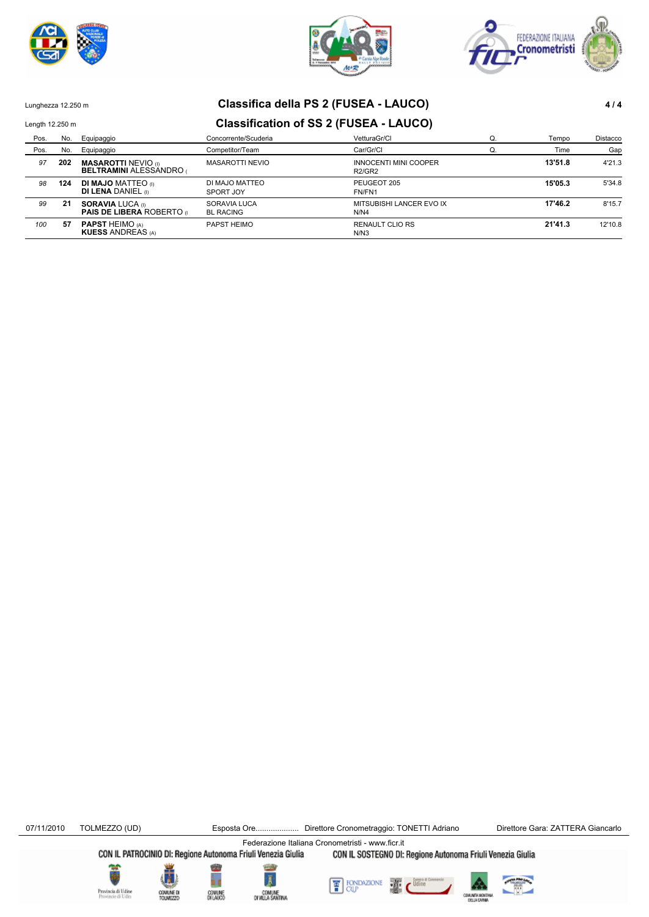Lunghezza 12.250 m

Length 12.250 m

# Classifica della PS 2 (FUSEA - LAUCO)

# Classification of SS 2 (FUSEA - LAUCO)

| Pos. | No. | Equipaggio | Concorrente/Scuderia | VetturaGr/Cl | Q. | Tempo | Distacco |
|---|---|---|---|---|---|---|---|
| Pos. | No. | Equipaggio | Competitor/Team | Car/Gr/Cl | Q. | Time | Gap |
| *97* | **202** | **MASAROTTI** NEVIO (I) **BELTRAMINI** ALESSANDRO ( | MASAROTTI NEVIO | INNOCENTI MINI COOPER R2/GR2 | | **13'51.8** | 4'21.3 |
| *98* | **124** | **DI MAJO** MATTEO (I) **DI LENA** DANIEL (I) | DI MAJO MATTEO SPORT JOY | PEUGEOT 205 FN/FN1 | | **15'05.3** | 5'34.8 |
| *99* | **21** | **SORAVIA** LUCA (I) **PAIS DE LIBERA** ROBERTO (I | SORAVIA LUCA BL RACING | MITSUBISHI LANCER EVO IX N/N4 | | **17'46.2** | 8'15.7 |
| *100* | **57** | **PAPST** HEIMO (A) **KUESS** ANDREAS (A) | PAPST HEIMO | RENAULT CLIO RS N/N3 | | **21'41.3** | 12'10.8 |

07/11/2010 TOLMEZZO (UD) Esposta Ore.................... Direttore Cronometraggio: TONETTI Adriano Direttore Gara: ZATTERA Giancarlo

Federazione Italiana Cronometristi - www.ficr.it

CON IL PATROCINIO DI: Regione Autonoma Friuli Venezia Giulia CON IL SOSTEGNO DI: Regione Autonoma Friuli Venezia Giulia